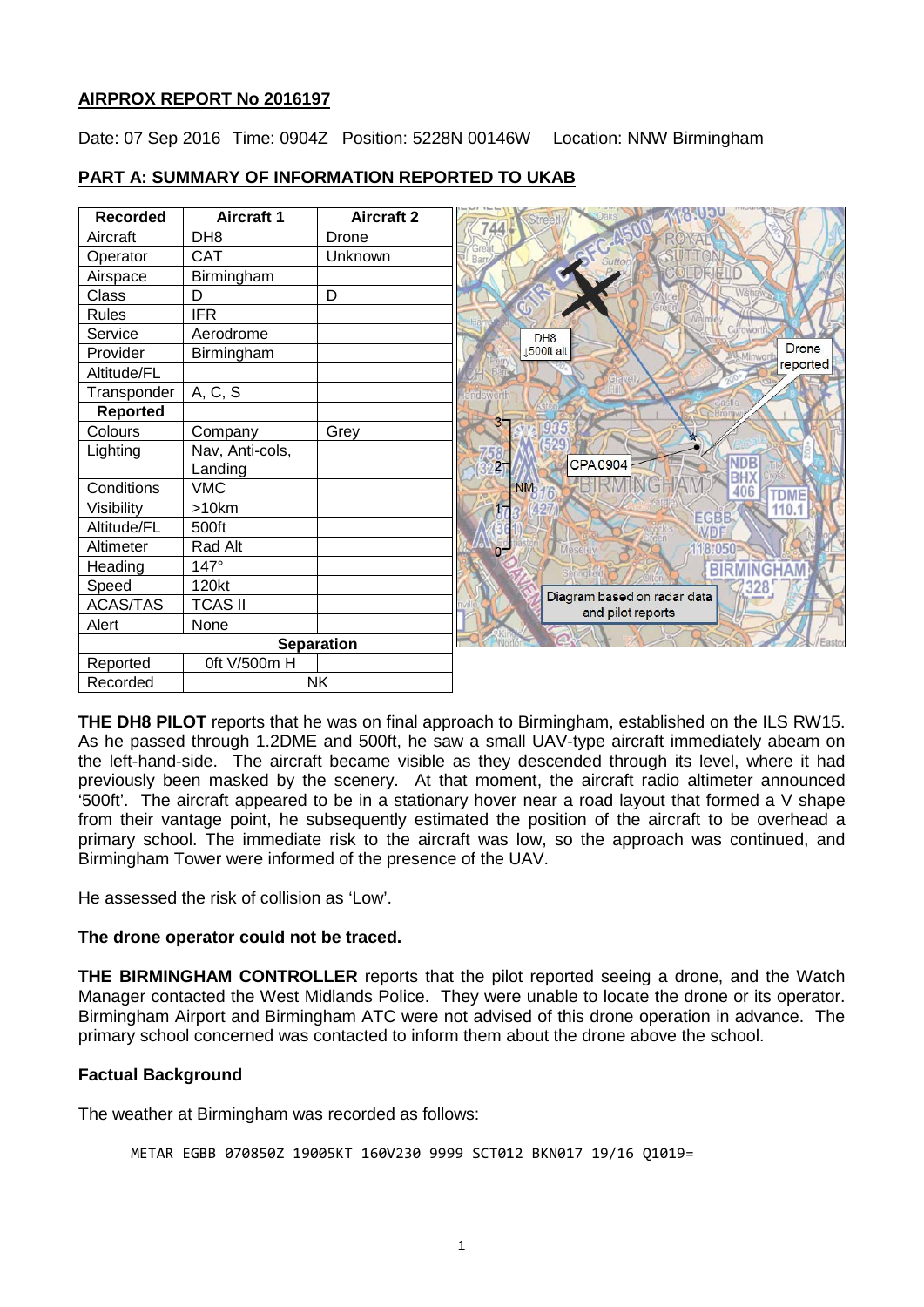## AIRPROX REPORT No 2016197

Date: 07 Sep 2016 Time: 0904Z Position: 5228N 00146W Location: NNW Birmingham

## PART A: SUMMARY OF INFORMATION REPORTED TO UKAB

| Recorded | Aircraft 1 | Aircraft 2 |
|---|---|---|
| Aircraft | DH8 | Drone |
| Operator | CAT | Unknown |
| Airspace | Birmingham | |
| Class | D | D |
| Rules | IFR | |
| Service | Aerodrome | |
| Provider | Birmingham | |
| Altitude/FL | | |
| Transponder | A, C, S | |
| **Reported** | | |
| Colours | Company | Grey |
| Lighting | Nav, Anti-cols, Landing | |
| Conditions | VMC | |
| Visibility | >10km | |
| Altitude/FL | 500ft | |
| Altimeter | Rad Alt | |
| Heading | 147° | |
| Speed | 120kt | |
| ACAS/TAS | TCAS II | |
| Alert | None | |
| **Separation** | | |
| Reported | 0ft V/500m H | |
| Recorded | NK | |

Diagram based on radar data and pilot reports

**THE DH8 PILOT** reports that he was on final approach to Birmingham, established on the ILS RW15. As he passed through 1.2DME and 500ft, he saw a small UAV-type aircraft immediately abeam on the left-hand-side. The aircraft became visible as they descended through its level, where it had previously been masked by the scenery. At that moment, the aircraft radio altimeter announced '500ft'. The aircraft appeared to be in a stationary hover near a road layout that formed a V shape from their vantage point, he subsequently estimated the position of the aircraft to be overhead a primary school. The immediate risk to the aircraft was low, so the approach was continued, and Birmingham Tower were informed of the presence of the UAV.

He assessed the risk of collision as 'Low'.

**The drone operator could not be traced.**

**THE BIRMINGHAM CONTROLLER** reports that the pilot reported seeing a drone, and the Watch Manager contacted the West Midlands Police. They were unable to locate the drone or its operator. Birmingham Airport and Birmingham ATC were not advised of this drone operation in advance. The primary school concerned was contacted to inform them about the drone above the school.

### Factual Background

The weather at Birmingham was recorded as follows:

```
METAR EGBB 070850Z 19005KT 160V230 9999 SCT012 BKN017 19/16 Q1019=
```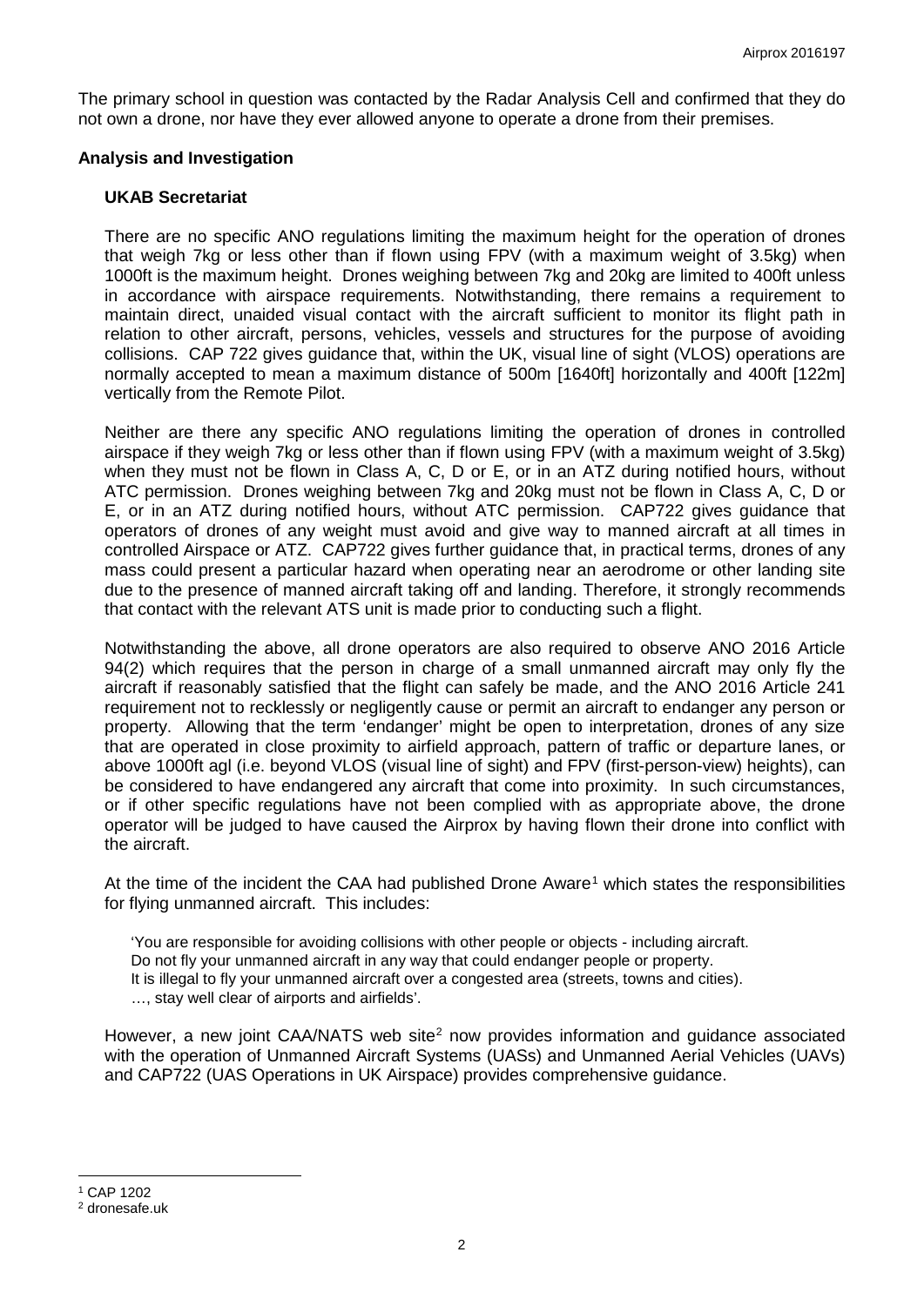The primary school in question was contacted by the Radar Analysis Cell and confirmed that they do not own a drone, nor have they ever allowed anyone to operate a drone from their premises.

## Analysis and Investigation

### UKAB Secretariat

There are no specific ANO regulations limiting the maximum height for the operation of drones that weigh 7kg or less other than if flown using FPV (with a maximum weight of 3.5kg) when 1000ft is the maximum height. Drones weighing between 7kg and 20kg are limited to 400ft unless in accordance with airspace requirements. Notwithstanding, there remains a requirement to maintain direct, unaided visual contact with the aircraft sufficient to monitor its flight path in relation to other aircraft, persons, vehicles, vessels and structures for the purpose of avoiding collisions. CAP 722 gives guidance that, within the UK, visual line of sight (VLOS) operations are normally accepted to mean a maximum distance of 500m [1640ft] horizontally and 400ft [122m] vertically from the Remote Pilot.

Neither are there any specific ANO regulations limiting the operation of drones in controlled airspace if they weigh 7kg or less other than if flown using FPV (with a maximum weight of 3.5kg) when they must not be flown in Class A, C, D or E, or in an ATZ during notified hours, without ATC permission. Drones weighing between 7kg and 20kg must not be flown in Class A, C, D or E, or in an ATZ during notified hours, without ATC permission. CAP722 gives guidance that operators of drones of any weight must avoid and give way to manned aircraft at all times in controlled Airspace or ATZ. CAP722 gives further guidance that, in practical terms, drones of any mass could present a particular hazard when operating near an aerodrome or other landing site due to the presence of manned aircraft taking off and landing. Therefore, it strongly recommends that contact with the relevant ATS unit is made prior to conducting such a flight.

Notwithstanding the above, all drone operators are also required to observe ANO 2016 Article 94(2) which requires that the person in charge of a small unmanned aircraft may only fly the aircraft if reasonably satisfied that the flight can safely be made, and the ANO 2016 Article 241 requirement not to recklessly or negligently cause or permit an aircraft to endanger any person or property. Allowing that the term 'endanger' might be open to interpretation, drones of any size that are operated in close proximity to airfield approach, pattern of traffic or departure lanes, or above 1000ft agl (i.e. beyond VLOS (visual line of sight) and FPV (first-person-view) heights), can be considered to have endangered any aircraft that come into proximity. In such circumstances, or if other specific regulations have not been complied with as appropriate above, the drone operator will be judged to have caused the Airprox by having flown their drone into conflict with the aircraft.

At the time of the incident the CAA had published Drone Aware[1] which states the responsibilities for flying unmanned aircraft. This includes:

> 'You are responsible for avoiding collisions with other people or objects - including aircraft.
> Do not fly your unmanned aircraft in any way that could endanger people or property.
> It is illegal to fly your unmanned aircraft over a congested area (streets, towns and cities).
> …, stay well clear of airports and airfields'.

However, a new joint CAA/NATS web site[2] now provides information and guidance associated with the operation of Unmanned Aircraft Systems (UASs) and Unmanned Aerial Vehicles (UAVs) and CAP722 (UAS Operations in UK Airspace) provides comprehensive guidance.

---

[1] CAP 1202

[2] dronesafe.uk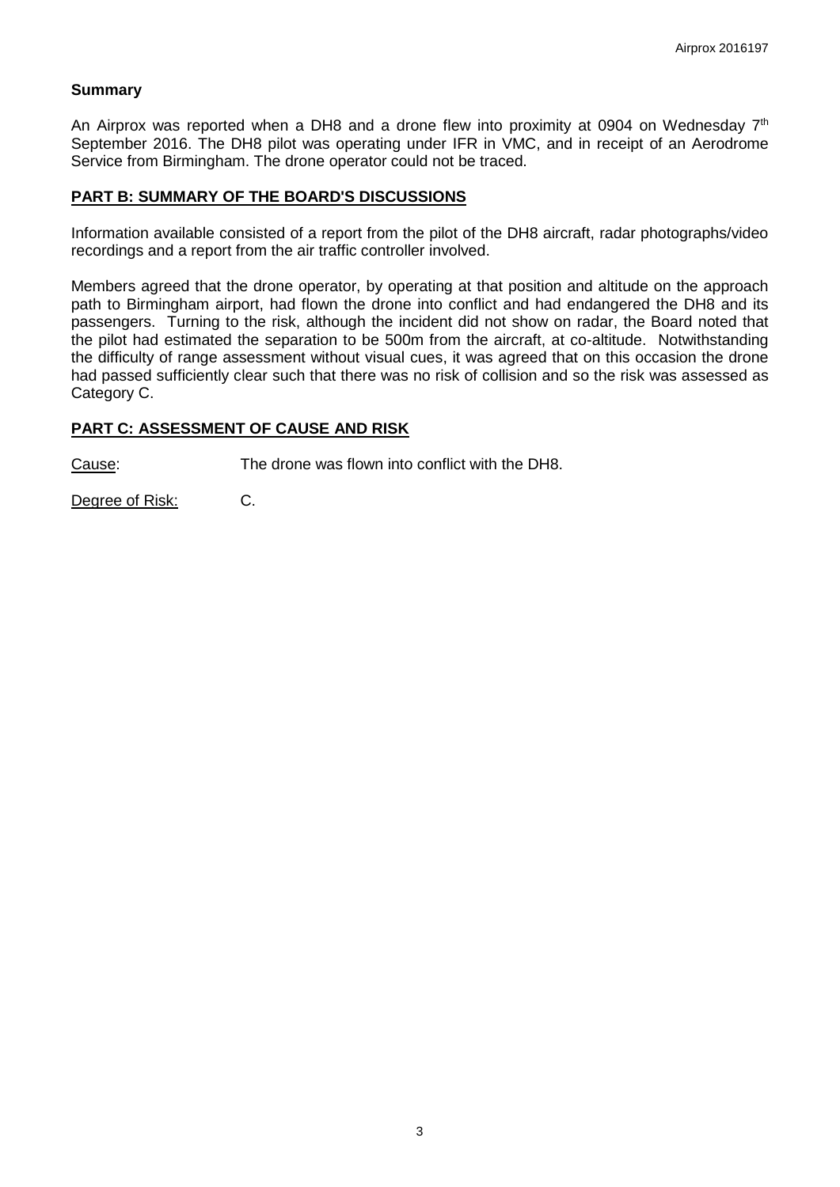**Summary**

An Airprox was reported when a DH8 and a drone flew into proximity at 0904 on Wednesday 7th September 2016. The DH8 pilot was operating under IFR in VMC, and in receipt of an Aerodrome Service from Birmingham. The drone operator could not be traced.

## PART B: SUMMARY OF THE BOARD'S DISCUSSIONS

Information available consisted of a report from the pilot of the DH8 aircraft, radar photographs/video recordings and a report from the air traffic controller involved.

Members agreed that the drone operator, by operating at that position and altitude on the approach path to Birmingham airport, had flown the drone into conflict and had endangered the DH8 and its passengers. Turning to the risk, although the incident did not show on radar, the Board noted that the pilot had estimated the separation to be 500m from the aircraft, at co-altitude. Notwithstanding the difficulty of range assessment without visual cues, it was agreed that on this occasion the drone had passed sufficiently clear such that there was no risk of collision and so the risk was assessed as Category C.

## PART C: ASSESSMENT OF CAUSE AND RISK

Cause: The drone was flown into conflict with the DH8.

Degree of Risk: C.